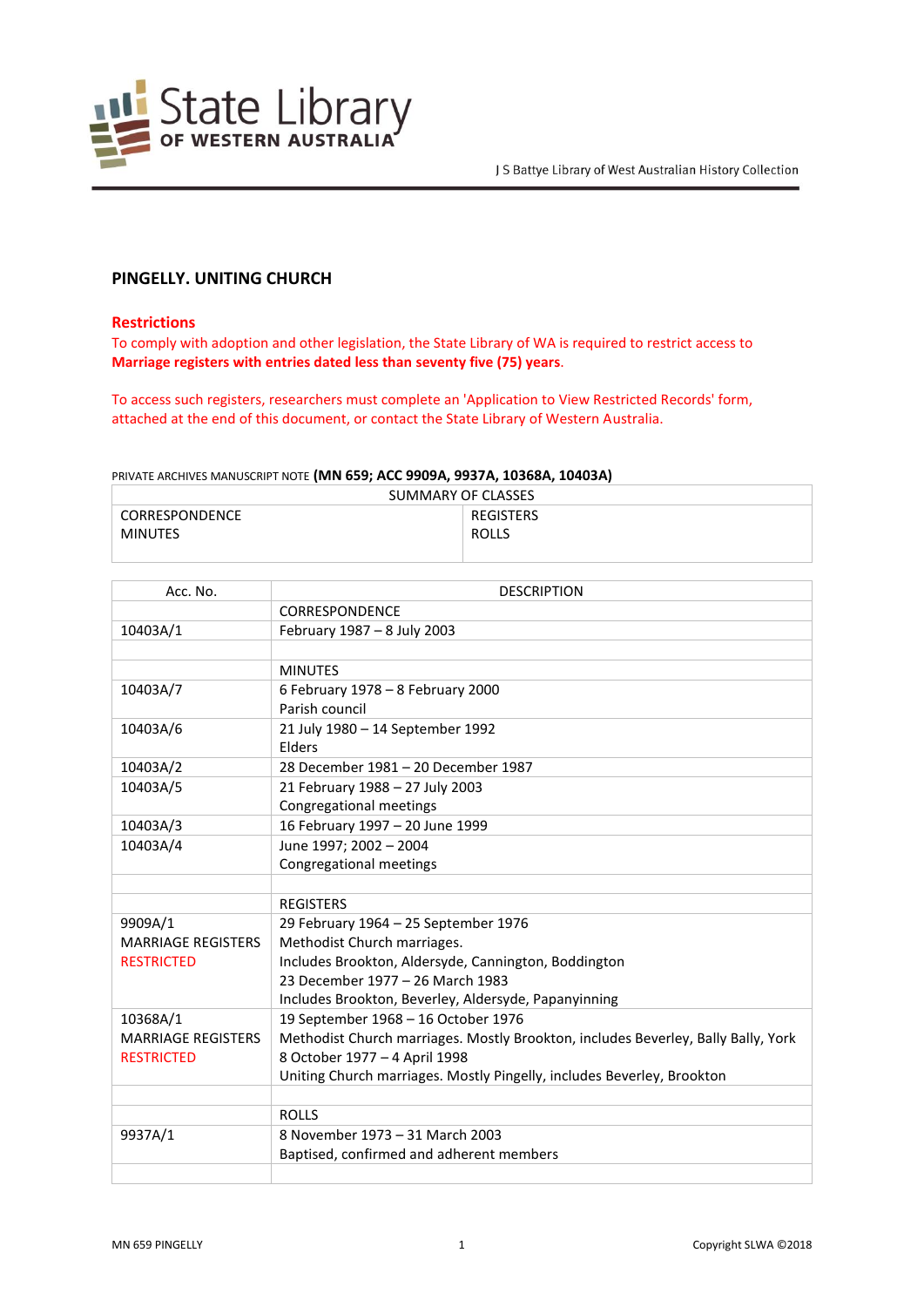# PINGELLY. UNITING CHURCH

## Restrictions

To comply with adoption and other legislation, the State Library of WA is required to restrict access to **Marriage registers with entries dated less than seventy five (75) years**.

To access such registers, researchers must complete an 'Application to View Restricted Records' form, attached at the end of this document, or contact the State Library of Western Australia.

PRIVATE ARCHIVES MANUSCRIPT NOTE **(MN 659; ACC 9909A, 9937A, 10368A, 10403A)**

| SUMMARY OF CLASSES | |
|---|---|
| CORRESPONDENCE<br>MINUTES | REGISTERS<br>ROLLS |

| Acc. No. | DESCRIPTION |
|---|---|
| | CORRESPONDENCE |
| 10403A/1 | February 1987 – 8 July 2003 |
| | |
| | MINUTES |
| 10403A/7 | 6 February 1978 – 8 February 2000<br>Parish council |
| 10403A/6 | 21 July 1980 – 14 September 1992<br>Elders |
| 10403A/2 | 28 December 1981 – 20 December 1987 |
| 10403A/5 | 21 February 1988 – 27 July 2003<br>Congregational meetings |
| 10403A/3 | 16 February 1997 – 20 June 1999 |
| 10403A/4 | June 1997; 2002 – 2004<br>Congregational meetings |
| | |
| | REGISTERS |
| 9909A/1<br>MARRIAGE REGISTERS<br>RESTRICTED | 29 February 1964 – 25 September 1976<br>Methodist Church marriages.<br>Includes Brookton, Aldersyde, Cannington, Boddington<br>23 December 1977 – 26 March 1983<br>Includes Brookton, Beverley, Aldersyde, Papanyinning |
| 10368A/1<br>MARRIAGE REGISTERS<br>RESTRICTED | 19 September 1968 – 16 October 1976<br>Methodist Church marriages. Mostly Brookton, includes Beverley, Bally Bally, York<br>8 October 1977 – 4 April 1998<br>Uniting Church marriages. Mostly Pingelly, includes Beverley, Brookton |
| | |
| | ROLLS |
| 9937A/1 | 8 November 1973 – 31 March 2003<br>Baptised, confirmed and adherent members |
| | |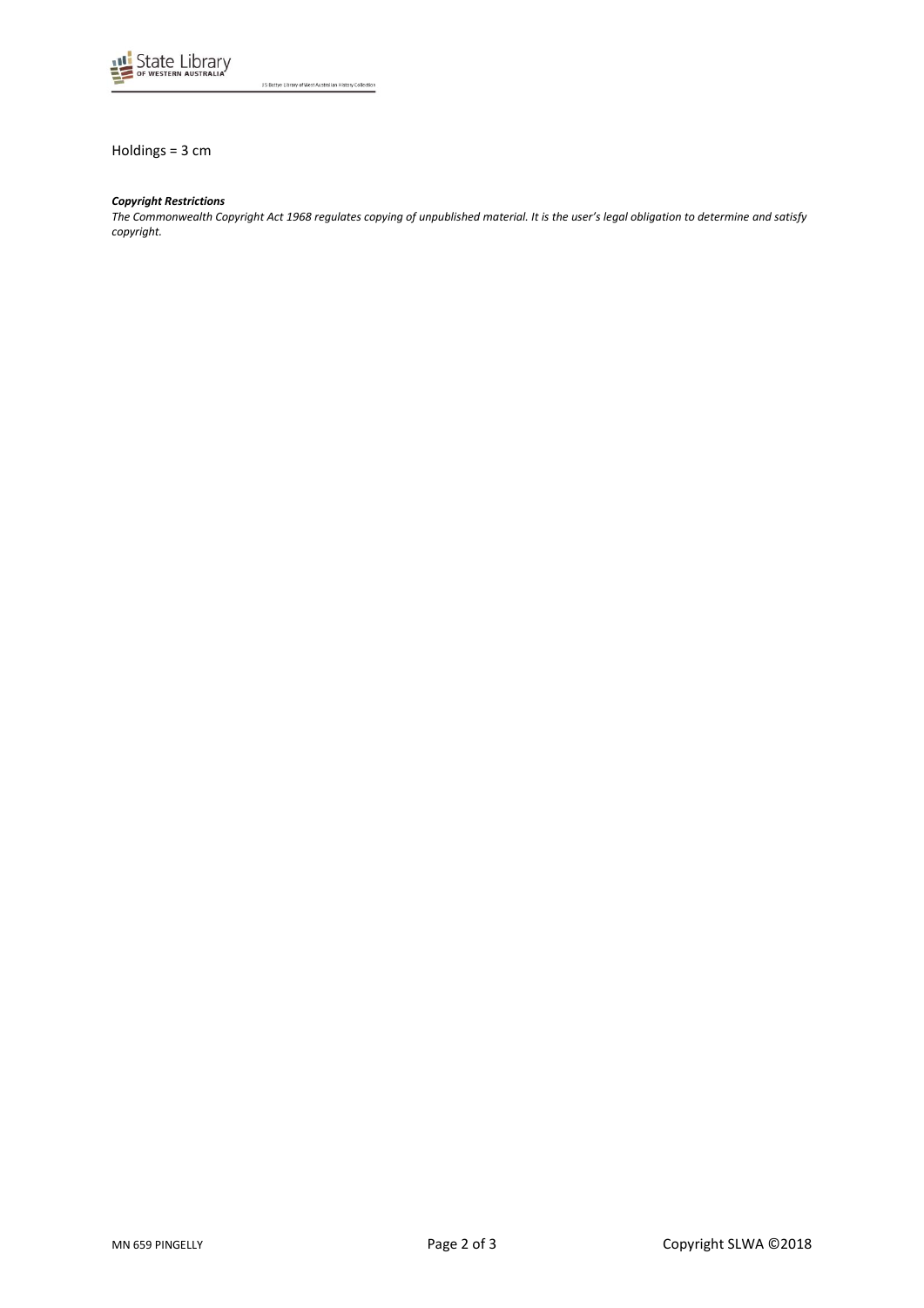Holdings = 3 cm

***Copyright Restrictions***

*The Commonwealth Copyright Act 1968 regulates copying of unpublished material. It is the user's legal obligation to determine and satisfy copyright.*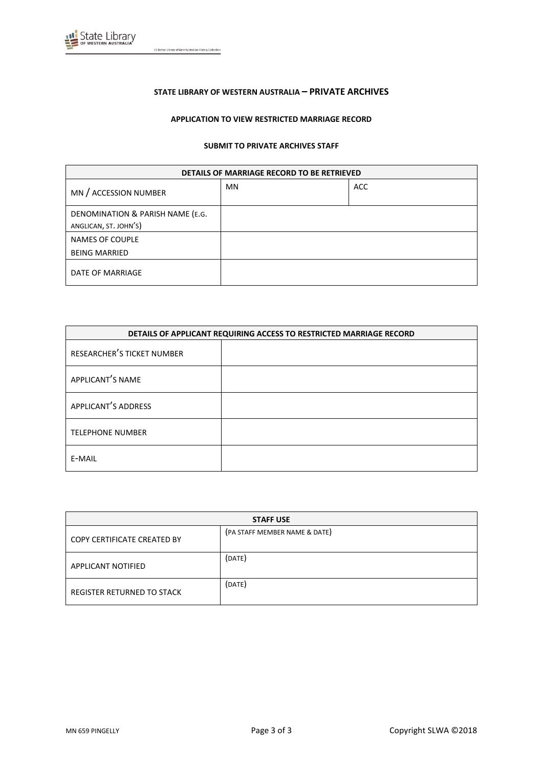**STATE LIBRARY OF WESTERN AUSTRALIA – PRIVATE ARCHIVES**

**APPLICATION TO VIEW RESTRICTED MARRIAGE RECORD**

**SUBMIT TO PRIVATE ARCHIVES STAFF**

| DETAILS OF MARRIAGE RECORD TO BE RETRIEVED | | |
|---|---|---|
| MN / ACCESSION NUMBER | MN | ACC |
| DENOMINATION & PARISH NAME (E.G. ANGLICAN, ST. JOHN'S) | | |
| NAMES OF COUPLE BEING MARRIED | | |
| DATE OF MARRIAGE | | |

| DETAILS OF APPLICANT REQUIRING ACCESS TO RESTRICTED MARRIAGE RECORD | |
|---|---|
| RESEARCHER'S TICKET NUMBER | |
| APPLICANT'S NAME | |
| APPLICANT'S ADDRESS | |
| TELEPHONE NUMBER | |
| E-MAIL | |

| STAFF USE | |
|---|---|
| COPY CERTIFICATE CREATED BY | (PA STAFF MEMBER NAME & DATE) |
| APPLICANT NOTIFIED | (DATE) |
| REGISTER RETURNED TO STACK | (DATE) |

MN 659 PINGELLY

Copyright SLWA ©2018